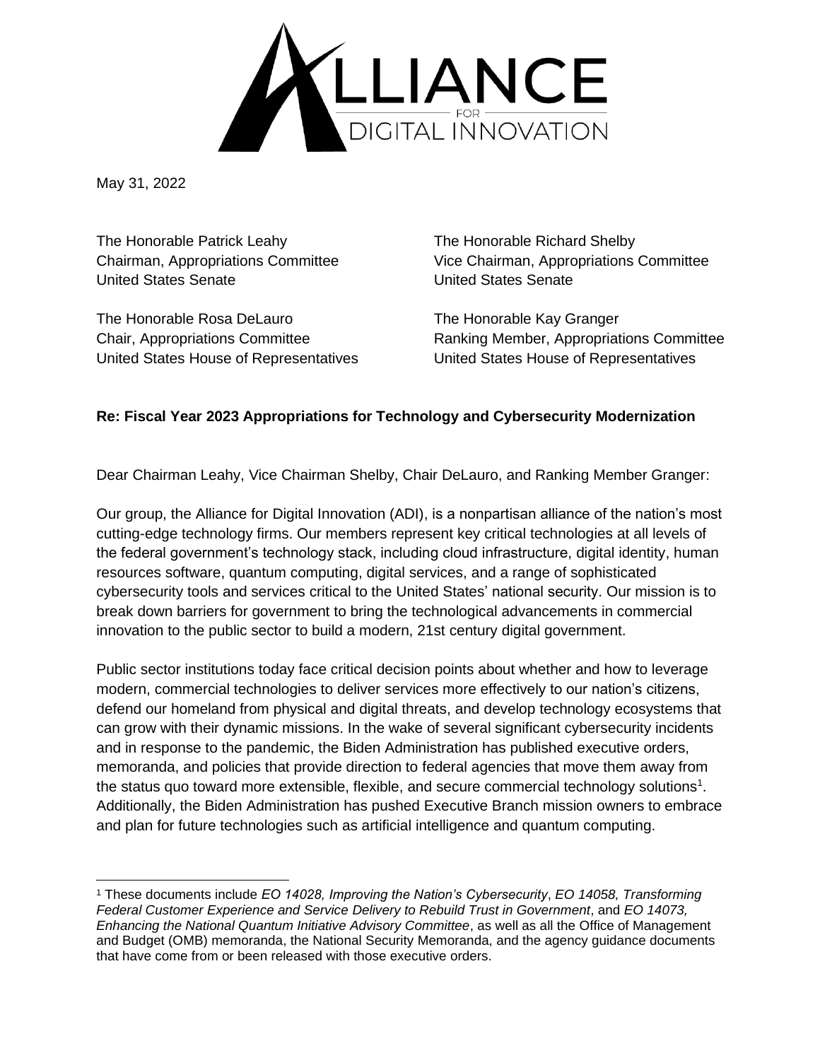ALLIANCE FOR DIGITAL INNOVATION

May 31, 2022

The Honorable Patrick Leahy
Chairman, Appropriations Committee
United States Senate

The Honorable Richard Shelby
Vice Chairman, Appropriations Committee
United States Senate

The Honorable Rosa DeLauro
Chair, Appropriations Committee
United States House of Representatives

The Honorable Kay Granger
Ranking Member, Appropriations Committee
United States House of Representatives

**Re: Fiscal Year 2023 Appropriations for Technology and Cybersecurity Modernization**

Dear Chairman Leahy, Vice Chairman Shelby, Chair DeLauro, and Ranking Member Granger:

Our group, the Alliance for Digital Innovation (ADI), is a nonpartisan alliance of the nation's most cutting-edge technology firms. Our members represent key critical technologies at all levels of the federal government's technology stack, including cloud infrastructure, digital identity, human resources software, quantum computing, digital services, and a range of sophisticated cybersecurity tools and services critical to the United States' national security. Our mission is to break down barriers for government to bring the technological advancements in commercial innovation to the public sector to build a modern, 21st century digital government.

Public sector institutions today face critical decision points about whether and how to leverage modern, commercial technologies to deliver services more effectively to our nation's citizens, defend our homeland from physical and digital threats, and develop technology ecosystems that can grow with their dynamic missions. In the wake of several significant cybersecurity incidents and in response to the pandemic, the Biden Administration has published executive orders, memoranda, and policies that provide direction to federal agencies that move them away from the status quo toward more extensible, flexible, and secure commercial technology solutions[1]. Additionally, the Biden Administration has pushed Executive Branch mission owners to embrace and plan for future technologies such as artificial intelligence and quantum computing.

[1] These documents include *EO 14028, Improving the Nation's Cybersecurity*, *EO 14058, Transforming Federal Customer Experience and Service Delivery to Rebuild Trust in Government*, and *EO 14073, Enhancing the National Quantum Initiative Advisory Committee*, as well as all the Office of Management and Budget (OMB) memoranda, the National Security Memoranda, and the agency guidance documents that have come from or been released with those executive orders.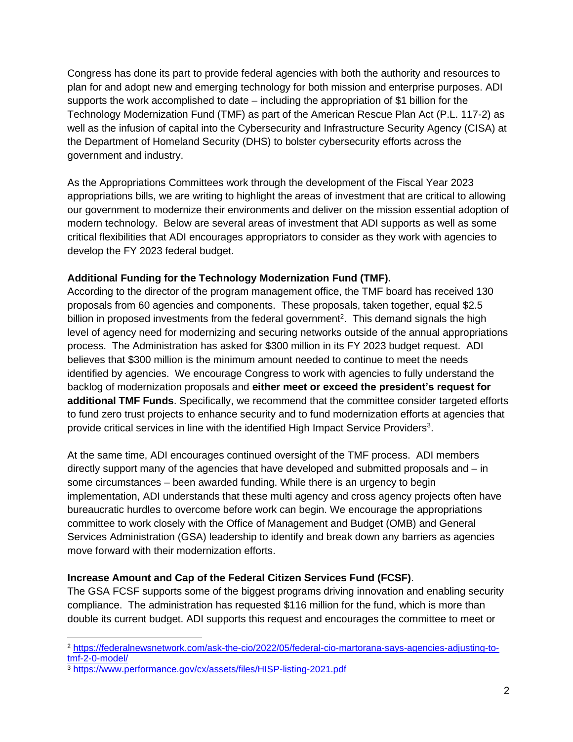Congress has done its part to provide federal agencies with both the authority and resources to plan for and adopt new and emerging technology for both mission and enterprise purposes. ADI supports the work accomplished to date – including the appropriation of $1 billion for the Technology Modernization Fund (TMF) as part of the American Rescue Plan Act (P.L. 117-2) as well as the infusion of capital into the Cybersecurity and Infrastructure Security Agency (CISA) at the Department of Homeland Security (DHS) to bolster cybersecurity efforts across the government and industry.

As the Appropriations Committees work through the development of the Fiscal Year 2023 appropriations bills, we are writing to highlight the areas of investment that are critical to allowing our government to modernize their environments and deliver on the mission essential adoption of modern technology. Below are several areas of investment that ADI supports as well as some critical flexibilities that ADI encourages appropriators to consider as they work with agencies to develop the FY 2023 federal budget.

**Additional Funding for the Technology Modernization Fund (TMF).**

According to the director of the program management office, the TMF board has received 130 proposals from 60 agencies and components. These proposals, taken together, equal $2.5 billion in proposed investments from the federal government[2]. This demand signals the high level of agency need for modernizing and securing networks outside of the annual appropriations process. The Administration has asked for $300 million in its FY 2023 budget request. ADI believes that $300 million is the minimum amount needed to continue to meet the needs identified by agencies. We encourage Congress to work with agencies to fully understand the backlog of modernization proposals and **either meet or exceed the president's request for additional TMF Funds**. Specifically, we recommend that the committee consider targeted efforts to fund zero trust projects to enhance security and to fund modernization efforts at agencies that provide critical services in line with the identified High Impact Service Providers[3].

At the same time, ADI encourages continued oversight of the TMF process. ADI members directly support many of the agencies that have developed and submitted proposals and – in some circumstances – been awarded funding. While there is an urgency to begin implementation, ADI understands that these multi agency and cross agency projects often have bureaucratic hurdles to overcome before work can begin. We encourage the appropriations committee to work closely with the Office of Management and Budget (OMB) and General Services Administration (GSA) leadership to identify and break down any barriers as agencies move forward with their modernization efforts.

**Increase Amount and Cap of the Federal Citizen Services Fund (FCSF)**.

The GSA FCSF supports some of the biggest programs driving innovation and enabling security compliance. The administration has requested $116 million for the fund, which is more than double its current budget. ADI supports this request and encourages the committee to meet or

---

[2] https://federalnewsnetwork.com/ask-the-cio/2022/05/federal-cio-martorana-says-agencies-adjusting-to-tmf-2-0-model/

[3] https://www.performance.gov/cx/assets/files/HISP-listing-2021.pdf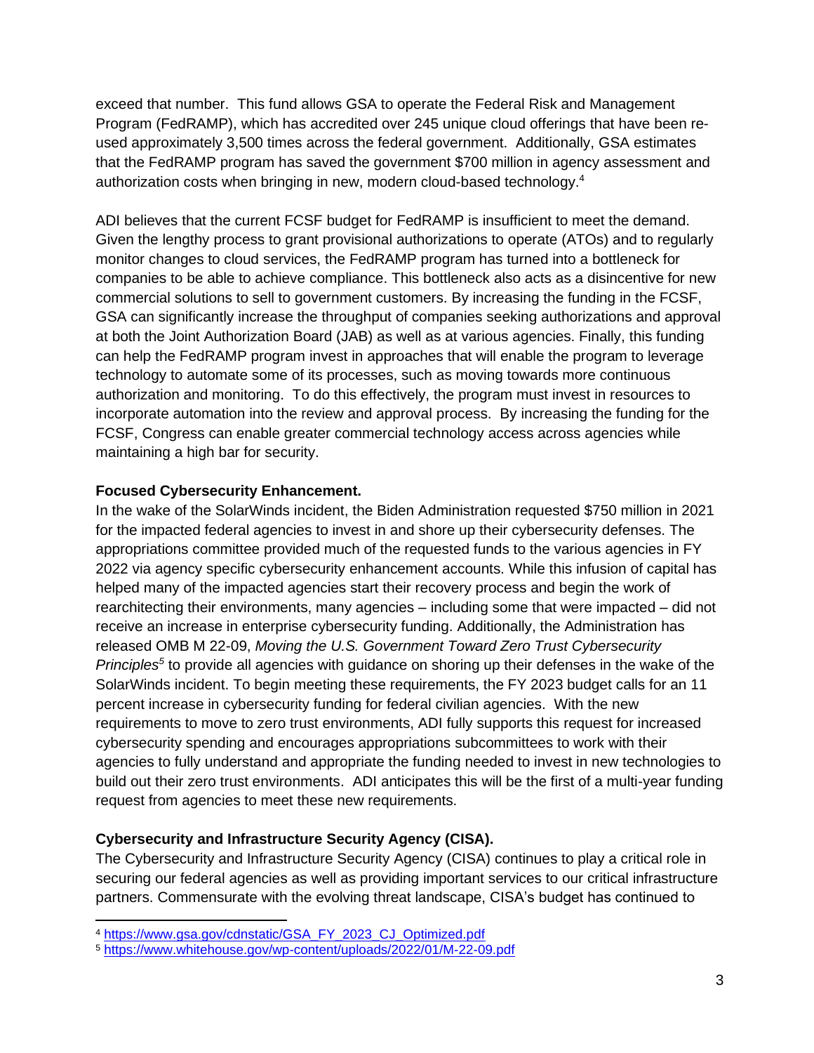exceed that number. This fund allows GSA to operate the Federal Risk and Management Program (FedRAMP), which has accredited over 245 unique cloud offerings that have been re-used approximately 3,500 times across the federal government. Additionally, GSA estimates that the FedRAMP program has saved the government $700 million in agency assessment and authorization costs when bringing in new, modern cloud-based technology.[4]

ADI believes that the current FCSF budget for FedRAMP is insufficient to meet the demand. Given the lengthy process to grant provisional authorizations to operate (ATOs) and to regularly monitor changes to cloud services, the FedRAMP program has turned into a bottleneck for companies to be able to achieve compliance. This bottleneck also acts as a disincentive for new commercial solutions to sell to government customers. By increasing the funding in the FCSF, GSA can significantly increase the throughput of companies seeking authorizations and approval at both the Joint Authorization Board (JAB) as well as at various agencies. Finally, this funding can help the FedRAMP program invest in approaches that will enable the program to leverage technology to automate some of its processes, such as moving towards more continuous authorization and monitoring. To do this effectively, the program must invest in resources to incorporate automation into the review and approval process. By increasing the funding for the FCSF, Congress can enable greater commercial technology access across agencies while maintaining a high bar for security.

**Focused Cybersecurity Enhancement.**

In the wake of the SolarWinds incident, the Biden Administration requested $750 million in 2021 for the impacted federal agencies to invest in and shore up their cybersecurity defenses. The appropriations committee provided much of the requested funds to the various agencies in FY 2022 via agency specific cybersecurity enhancement accounts. While this infusion of capital has helped many of the impacted agencies start their recovery process and begin the work of rearchitecting their environments, many agencies – including some that were impacted – did not receive an increase in enterprise cybersecurity funding. Additionally, the Administration has released OMB M 22-09, *Moving the U.S. Government Toward Zero Trust Cybersecurity Principles*[5] to provide all agencies with guidance on shoring up their defenses in the wake of the SolarWinds incident. To begin meeting these requirements, the FY 2023 budget calls for an 11 percent increase in cybersecurity funding for federal civilian agencies. With the new requirements to move to zero trust environments, ADI fully supports this request for increased cybersecurity spending and encourages appropriations subcommittees to work with their agencies to fully understand and appropriate the funding needed to invest in new technologies to build out their zero trust environments. ADI anticipates this will be the first of a multi-year funding request from agencies to meet these new requirements.

**Cybersecurity and Infrastructure Security Agency (CISA).**

The Cybersecurity and Infrastructure Security Agency (CISA) continues to play a critical role in securing our federal agencies as well as providing important services to our critical infrastructure partners. Commensurate with the evolving threat landscape, CISA's budget has continued to

---

[4] https://www.gsa.gov/cdnstatic/GSA_FY_2023_CJ_Optimized.pdf

[5] https://www.whitehouse.gov/wp-content/uploads/2022/01/M-22-09.pdf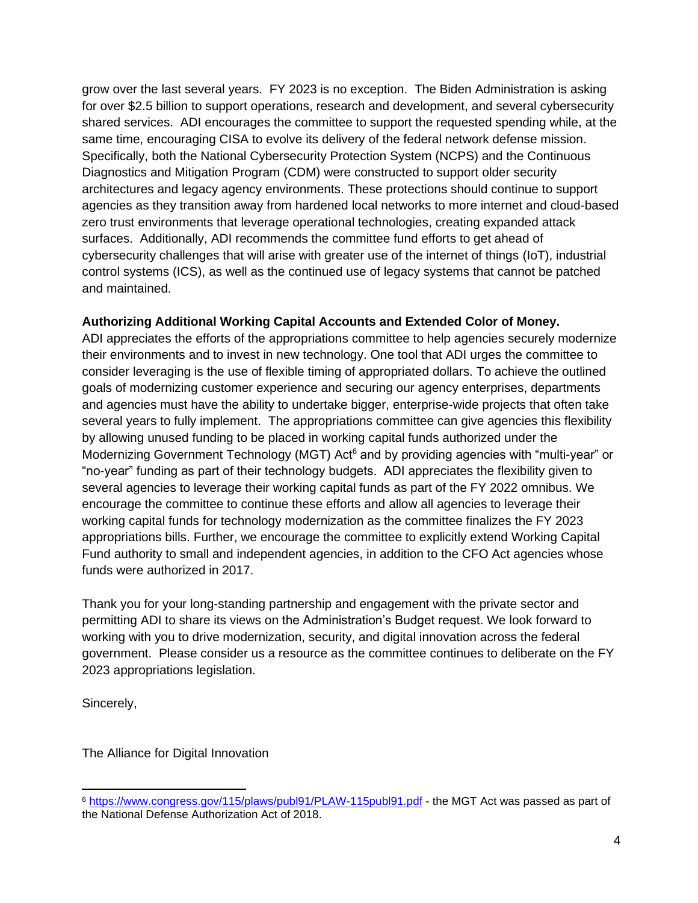grow over the last several years. FY 2023 is no exception. The Biden Administration is asking for over $2.5 billion to support operations, research and development, and several cybersecurity shared services. ADI encourages the committee to support the requested spending while, at the same time, encouraging CISA to evolve its delivery of the federal network defense mission. Specifically, both the National Cybersecurity Protection System (NCPS) and the Continuous Diagnostics and Mitigation Program (CDM) were constructed to support older security architectures and legacy agency environments. These protections should continue to support agencies as they transition away from hardened local networks to more internet and cloud-based zero trust environments that leverage operational technologies, creating expanded attack surfaces. Additionally, ADI recommends the committee fund efforts to get ahead of cybersecurity challenges that will arise with greater use of the internet of things (IoT), industrial control systems (ICS), as well as the continued use of legacy systems that cannot be patched and maintained.

**Authorizing Additional Working Capital Accounts and Extended Color of Money.** ADI appreciates the efforts of the appropriations committee to help agencies securely modernize their environments and to invest in new technology. One tool that ADI urges the committee to consider leveraging is the use of flexible timing of appropriated dollars. To achieve the outlined goals of modernizing customer experience and securing our agency enterprises, departments and agencies must have the ability to undertake bigger, enterprise-wide projects that often take several years to fully implement. The appropriations committee can give agencies this flexibility by allowing unused funding to be placed in working capital funds authorized under the Modernizing Government Technology (MGT) Act[6] and by providing agencies with "multi-year" or "no-year" funding as part of their technology budgets. ADI appreciates the flexibility given to several agencies to leverage their working capital funds as part of the FY 2022 omnibus. We encourage the committee to continue these efforts and allow all agencies to leverage their working capital funds for technology modernization as the committee finalizes the FY 2023 appropriations bills. Further, we encourage the committee to explicitly extend Working Capital Fund authority to small and independent agencies, in addition to the CFO Act agencies whose funds were authorized in 2017.

Thank you for your long-standing partnership and engagement with the private sector and permitting ADI to share its views on the Administration's Budget request. We look forward to working with you to drive modernization, security, and digital innovation across the federal government. Please consider us a resource as the committee continues to deliberate on the FY 2023 appropriations legislation.

Sincerely,

The Alliance for Digital Innovation

---

[6] https://www.congress.gov/115/plaws/publ91/PLAW-115publ91.pdf - the MGT Act was passed as part of the National Defense Authorization Act of 2018.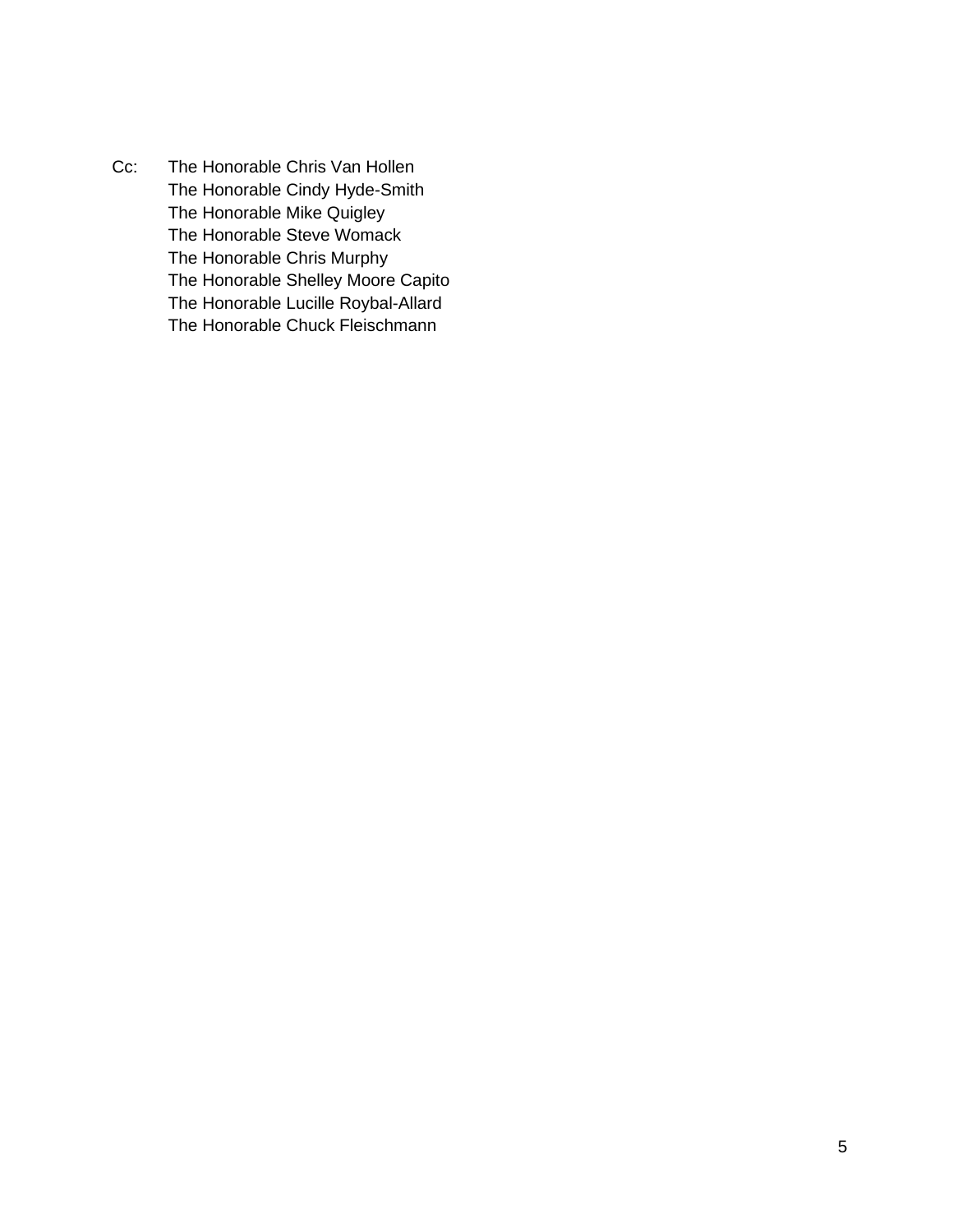Cc: The Honorable Chris Van Hollen
The Honorable Cindy Hyde-Smith
The Honorable Mike Quigley
The Honorable Steve Womack
The Honorable Chris Murphy
The Honorable Shelley Moore Capito
The Honorable Lucille Roybal-Allard
The Honorable Chuck Fleischmann